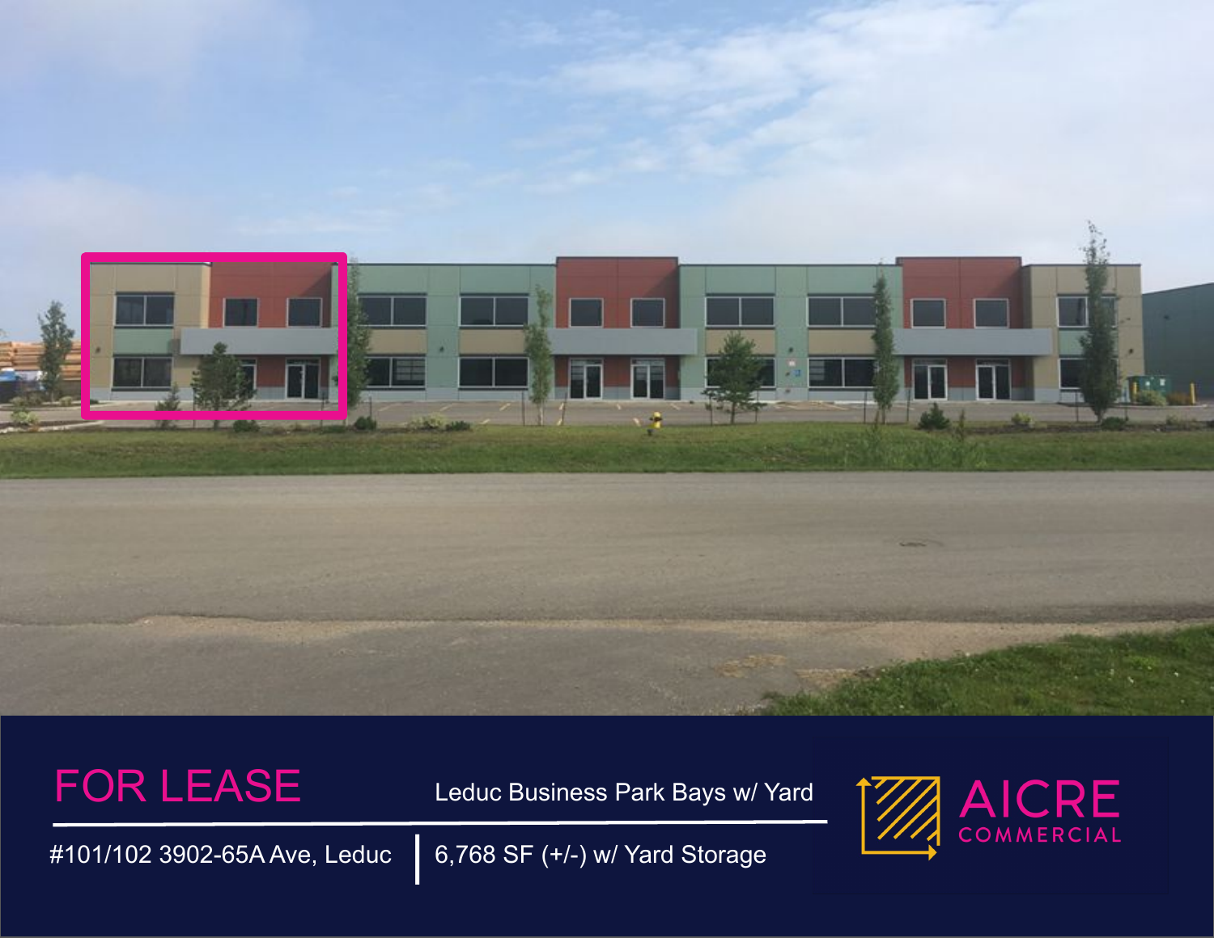# FOR LEASE

Leduc Business Park Bays w/ Yard

#101/102 3902-65A Ave, Leduc

6,768 SF (+/-) w/ Yard Storage

AICRE COMMERCIAL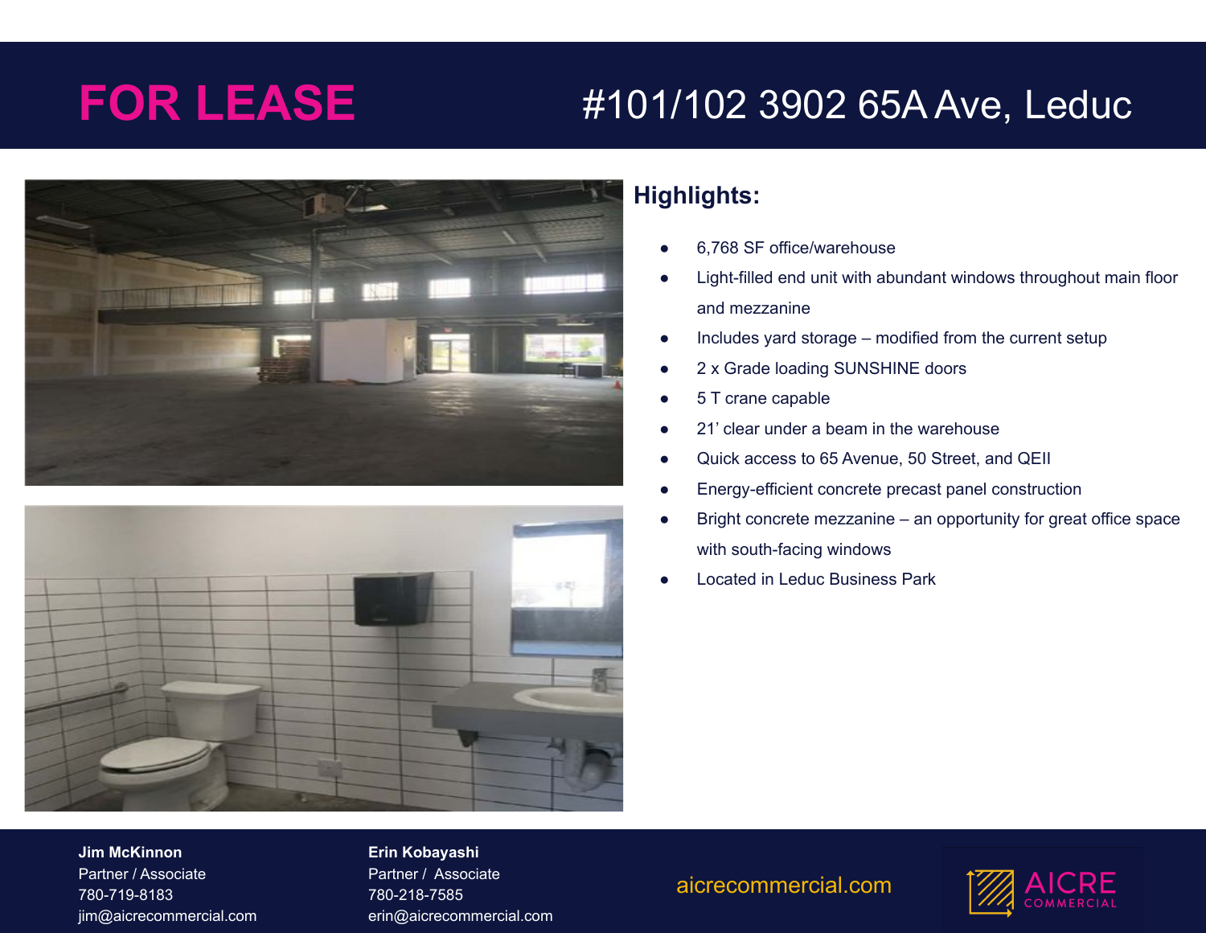# FOR LEASE

## #101/102 3902 65A Ave, Leduc

### Highlights:

- 6,768 SF office/warehouse
- Light-filled end unit with abundant windows throughout main floor and mezzanine
- Includes yard storage – modified from the current setup
- 2 x Grade loading SUNSHINE doors
- 5 T crane capable
- 21' clear under a beam in the warehouse
- Quick access to 65 Avenue, 50 Street, and QEII
- Energy-efficient concrete precast panel construction
- Bright concrete mezzanine – an opportunity for great office space with south-facing windows
- Located in Leduc Business Park

**Jim McKinnon**
Partner / Associate
780-719-8183
jim@aicrecommercial.com

**Erin Kobayashi**
Partner / Associate
780-218-7585
erin@aicrecommercial.com

aicrecommercial.com

AICRE COMMERCIAL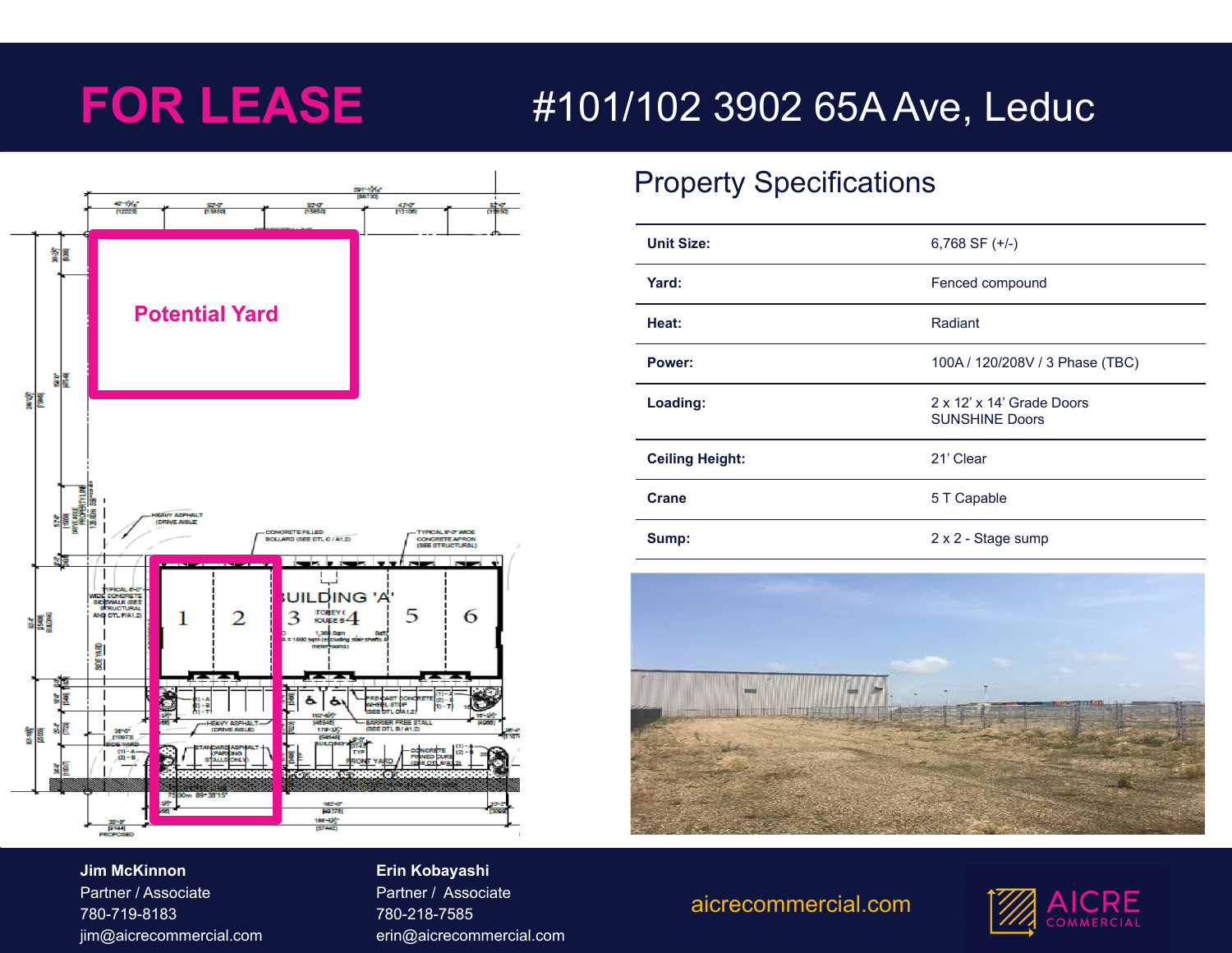# FOR LEASE

# #101/102 3902 65A Ave, Leduc

Potential Yard

## Property Specifications

| | |
|---|---|
| **Unit Size:** | 6,768 SF (+/-) |
| **Yard:** | Fenced compound |
| **Heat:** | Radiant |
| **Power:** | 100A / 120/208V / 3 Phase (TBC) |
| **Loading:** | 2 x 12' x 14' Grade Doors<br>SUNSHINE Doors |
| **Ceiling Height:** | 21' Clear |
| **Crane** | 5 T Capable |
| **Sump:** | 2 x 2 - Stage sump |

**Jim McKinnon**
Partner / Associate
780-719-8183
jim@aicrecommercial.com

**Erin Kobayashi**
Partner / Associate
780-218-7585
erin@aicrecommercial.com

aicrecommercial.com

AICRE COMMERCIAL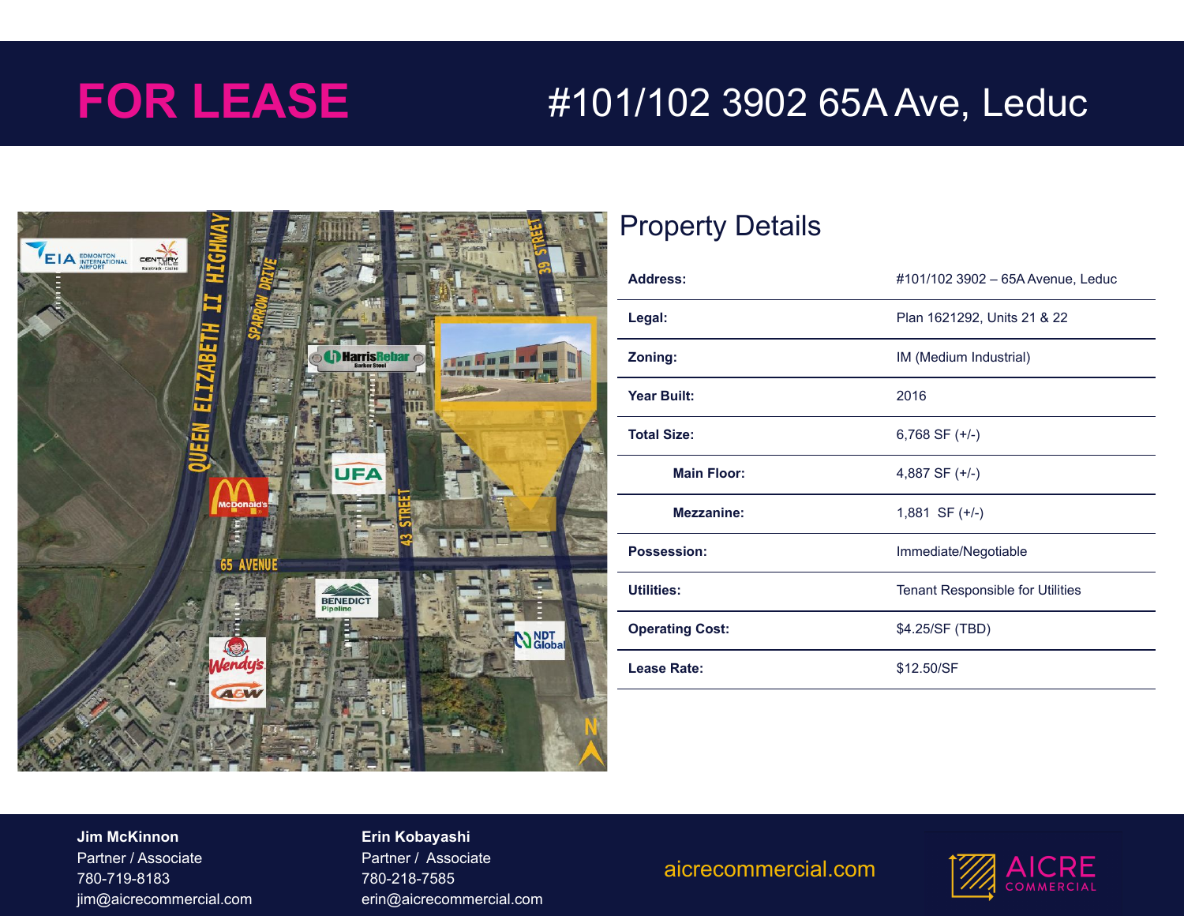# FOR LEASE

# #101/102 3902 65A Ave, Leduc

## Property Details

| | |
|---|---|
| **Address:** | #101/102 3902 – 65A Avenue, Leduc |
| **Legal:** | Plan 1621292, Units 21 & 22 |
| **Zoning:** | IM (Medium Industrial) |
| **Year Built:** | 2016 |
| **Total Size:** | 6,768 SF (+/-) |
| **Main Floor:** | 4,887 SF (+/-) |
| **Mezzanine:** | 1,881 SF (+/-) |
| **Possession:** | Immediate/Negotiable |
| **Utilities:** | Tenant Responsible for Utilities |
| **Operating Cost:** | $4.25/SF (TBD) |
| **Lease Rate:** | $12.50/SF |

**Jim McKinnon**
Partner / Associate
780-719-8183
jim@aicrecommercial.com

**Erin Kobayashi**
Partner / Associate
780-218-7585
erin@aicrecommercial.com

aicrecommercial.com

AICRE COMMERCIAL